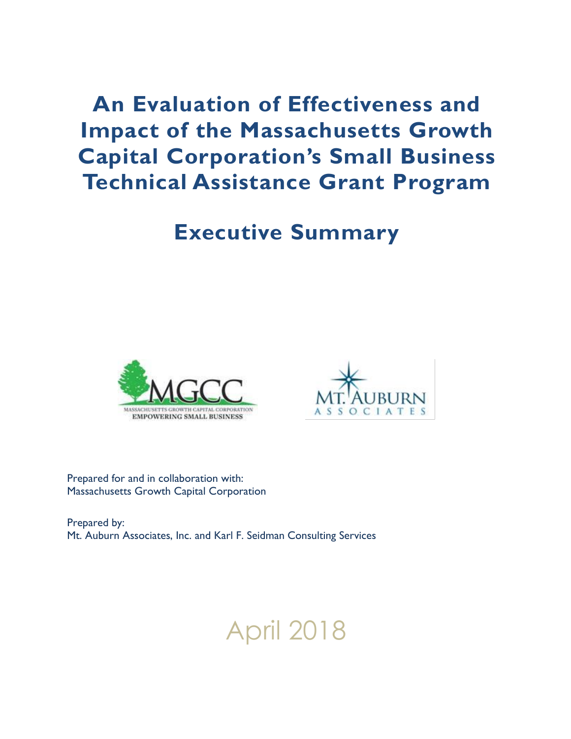# An Evaluation of Effectiveness and Impact of the Massachusetts Growth Capital Corporation's Small Business Technical Assistance Grant Program

## Executive Summary

MGCC
MASSACHUSETTS GROWTH CAPITAL CORPORATION
EMPOWERING SMALL BUSINESS

MT. AUBURN
ASSOCIATES

Prepared for and in collaboration with:
Massachusetts Growth Capital Corporation

Prepared by:
Mt. Auburn Associates, Inc. and Karl F. Seidman Consulting Services

April 2018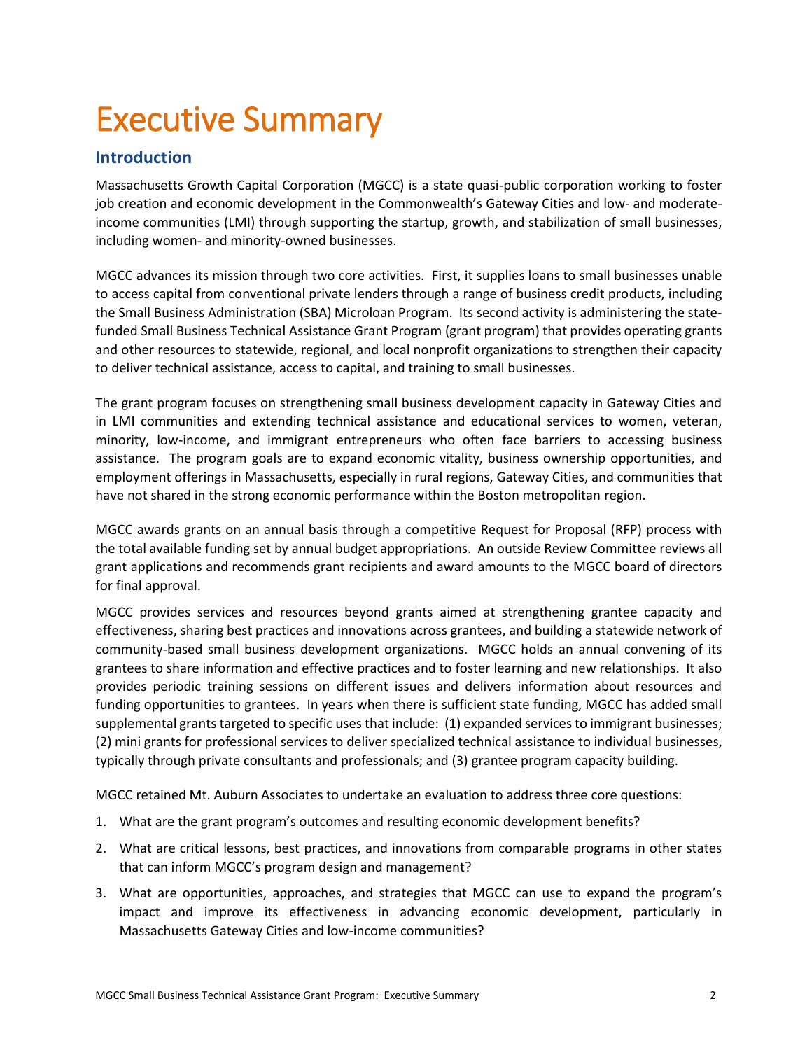# Executive Summary

## Introduction

Massachusetts Growth Capital Corporation (MGCC) is a state quasi-public corporation working to foster job creation and economic development in the Commonwealth's Gateway Cities and low- and moderate-income communities (LMI) through supporting the startup, growth, and stabilization of small businesses, including women- and minority-owned businesses.

MGCC advances its mission through two core activities. First, it supplies loans to small businesses unable to access capital from conventional private lenders through a range of business credit products, including the Small Business Administration (SBA) Microloan Program. Its second activity is administering the state-funded Small Business Technical Assistance Grant Program (grant program) that provides operating grants and other resources to statewide, regional, and local nonprofit organizations to strengthen their capacity to deliver technical assistance, access to capital, and training to small businesses.

The grant program focuses on strengthening small business development capacity in Gateway Cities and in LMI communities and extending technical assistance and educational services to women, veteran, minority, low-income, and immigrant entrepreneurs who often face barriers to accessing business assistance. The program goals are to expand economic vitality, business ownership opportunities, and employment offerings in Massachusetts, especially in rural regions, Gateway Cities, and communities that have not shared in the strong economic performance within the Boston metropolitan region.

MGCC awards grants on an annual basis through a competitive Request for Proposal (RFP) process with the total available funding set by annual budget appropriations. An outside Review Committee reviews all grant applications and recommends grant recipients and award amounts to the MGCC board of directors for final approval.

MGCC provides services and resources beyond grants aimed at strengthening grantee capacity and effectiveness, sharing best practices and innovations across grantees, and building a statewide network of community-based small business development organizations. MGCC holds an annual convening of its grantees to share information and effective practices and to foster learning and new relationships. It also provides periodic training sessions on different issues and delivers information about resources and funding opportunities to grantees. In years when there is sufficient state funding, MGCC has added small supplemental grants targeted to specific uses that include: (1) expanded services to immigrant businesses; (2) mini grants for professional services to deliver specialized technical assistance to individual businesses, typically through private consultants and professionals; and (3) grantee program capacity building.

MGCC retained Mt. Auburn Associates to undertake an evaluation to address three core questions:

1. What are the grant program's outcomes and resulting economic development benefits?
2. What are critical lessons, best practices, and innovations from comparable programs in other states that can inform MGCC's program design and management?
3. What are opportunities, approaches, and strategies that MGCC can use to expand the program's impact and improve its effectiveness in advancing economic development, particularly in Massachusetts Gateway Cities and low-income communities?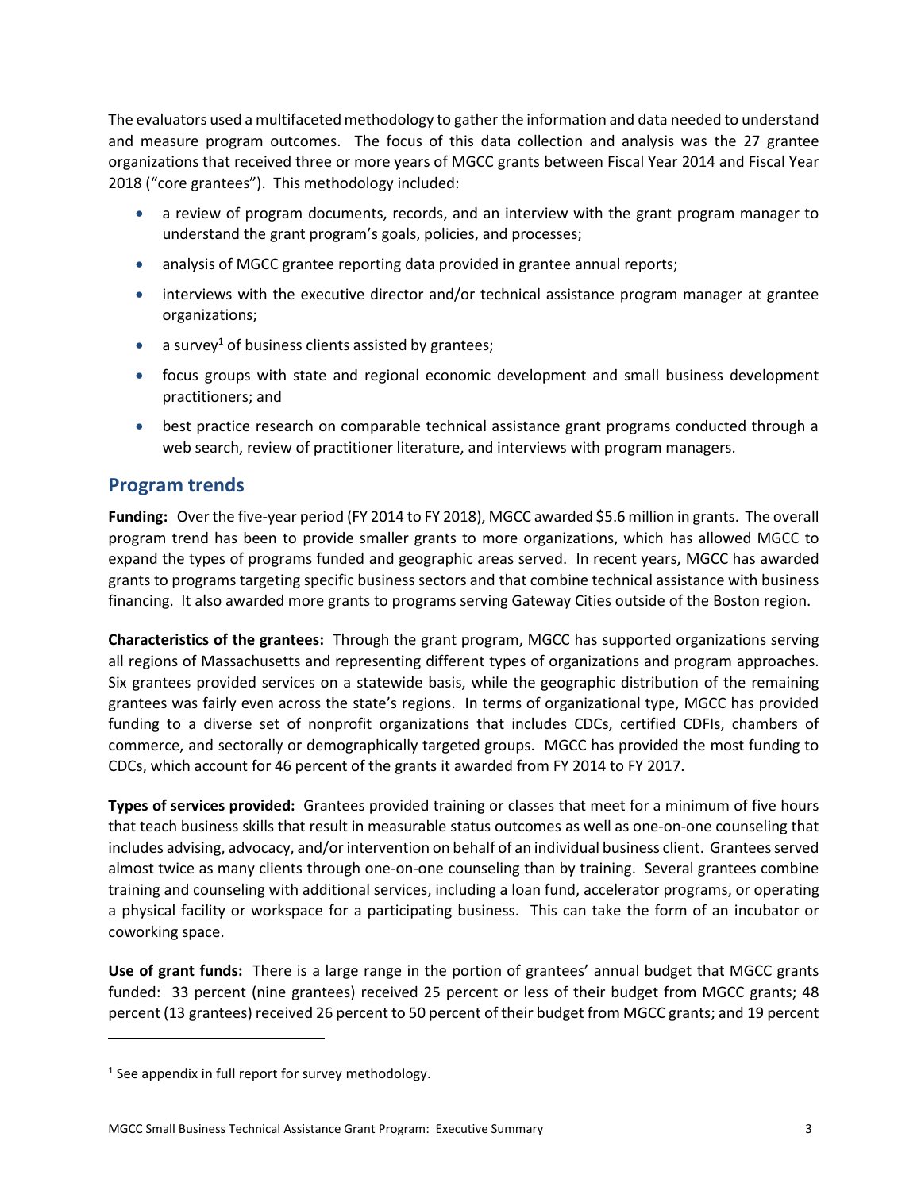The evaluators used a multifaceted methodology to gather the information and data needed to understand and measure program outcomes. The focus of this data collection and analysis was the 27 grantee organizations that received three or more years of MGCC grants between Fiscal Year 2014 and Fiscal Year 2018 ("core grantees"). This methodology included:

- a review of program documents, records, and an interview with the grant program manager to understand the grant program's goals, policies, and processes;
- analysis of MGCC grantee reporting data provided in grantee annual reports;
- interviews with the executive director and/or technical assistance program manager at grantee organizations;
- a survey[1] of business clients assisted by grantees;
- focus groups with state and regional economic development and small business development practitioners; and
- best practice research on comparable technical assistance grant programs conducted through a web search, review of practitioner literature, and interviews with program managers.

## Program trends

**Funding:** Over the five-year period (FY 2014 to FY 2018), MGCC awarded $5.6 million in grants. The overall program trend has been to provide smaller grants to more organizations, which has allowed MGCC to expand the types of programs funded and geographic areas served. In recent years, MGCC has awarded grants to programs targeting specific business sectors and that combine technical assistance with business financing. It also awarded more grants to programs serving Gateway Cities outside of the Boston region.

**Characteristics of the grantees:** Through the grant program, MGCC has supported organizations serving all regions of Massachusetts and representing different types of organizations and program approaches. Six grantees provided services on a statewide basis, while the geographic distribution of the remaining grantees was fairly even across the state's regions. In terms of organizational type, MGCC has provided funding to a diverse set of nonprofit organizations that includes CDCs, certified CDFIs, chambers of commerce, and sectorally or demographically targeted groups. MGCC has provided the most funding to CDCs, which account for 46 percent of the grants it awarded from FY 2014 to FY 2017.

**Types of services provided:** Grantees provided training or classes that meet for a minimum of five hours that teach business skills that result in measurable status outcomes as well as one-on-one counseling that includes advising, advocacy, and/or intervention on behalf of an individual business client. Grantees served almost twice as many clients through one-on-one counseling than by training. Several grantees combine training and counseling with additional services, including a loan fund, accelerator programs, or operating a physical facility or workspace for a participating business. This can take the form of an incubator or coworking space.

**Use of grant funds:** There is a large range in the portion of grantees' annual budget that MGCC grants funded: 33 percent (nine grantees) received 25 percent or less of their budget from MGCC grants; 48 percent (13 grantees) received 26 percent to 50 percent of their budget from MGCC grants; and 19 percent

---

[1] See appendix in full report for survey methodology.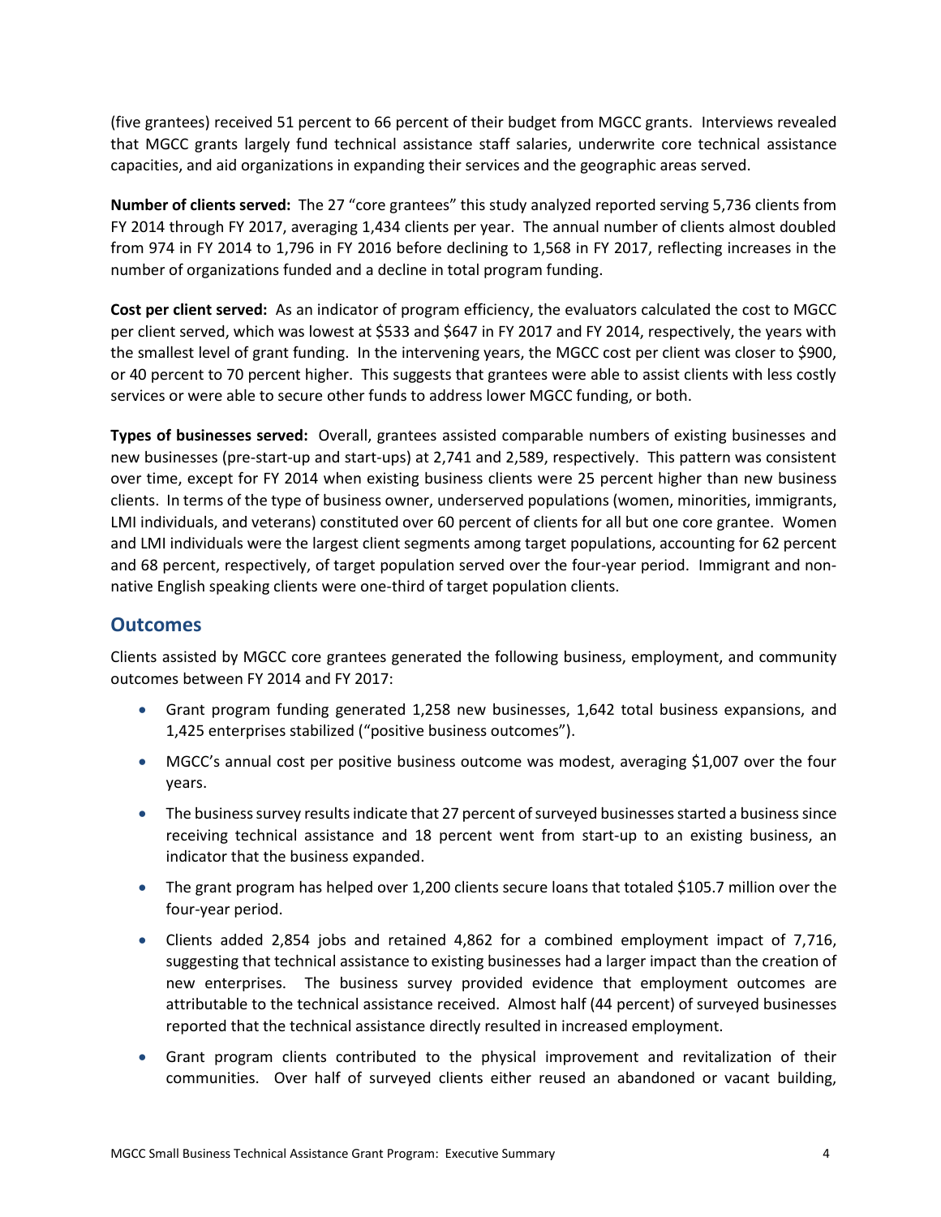(five grantees) received 51 percent to 66 percent of their budget from MGCC grants. Interviews revealed that MGCC grants largely fund technical assistance staff salaries, underwrite core technical assistance capacities, and aid organizations in expanding their services and the geographic areas served.

**Number of clients served:** The 27 "core grantees" this study analyzed reported serving 5,736 clients from FY 2014 through FY 2017, averaging 1,434 clients per year. The annual number of clients almost doubled from 974 in FY 2014 to 1,796 in FY 2016 before declining to 1,568 in FY 2017, reflecting increases in the number of organizations funded and a decline in total program funding.

**Cost per client served:** As an indicator of program efficiency, the evaluators calculated the cost to MGCC per client served, which was lowest at $533 and $647 in FY 2017 and FY 2014, respectively, the years with the smallest level of grant funding. In the intervening years, the MGCC cost per client was closer to $900, or 40 percent to 70 percent higher. This suggests that grantees were able to assist clients with less costly services or were able to secure other funds to address lower MGCC funding, or both.

**Types of businesses served:** Overall, grantees assisted comparable numbers of existing businesses and new businesses (pre-start-up and start-ups) at 2,741 and 2,589, respectively. This pattern was consistent over time, except for FY 2014 when existing business clients were 25 percent higher than new business clients. In terms of the type of business owner, underserved populations (women, minorities, immigrants, LMI individuals, and veterans) constituted over 60 percent of clients for all but one core grantee. Women and LMI individuals were the largest client segments among target populations, accounting for 62 percent and 68 percent, respectively, of target population served over the four-year period. Immigrant and non-native English speaking clients were one-third of target population clients.

## Outcomes

Clients assisted by MGCC core grantees generated the following business, employment, and community outcomes between FY 2014 and FY 2017:

- Grant program funding generated 1,258 new businesses, 1,642 total business expansions, and 1,425 enterprises stabilized ("positive business outcomes").
- MGCC's annual cost per positive business outcome was modest, averaging $1,007 over the four years.
- The business survey results indicate that 27 percent of surveyed businesses started a business since receiving technical assistance and 18 percent went from start-up to an existing business, an indicator that the business expanded.
- The grant program has helped over 1,200 clients secure loans that totaled $105.7 million over the four-year period.
- Clients added 2,854 jobs and retained 4,862 for a combined employment impact of 7,716, suggesting that technical assistance to existing businesses had a larger impact than the creation of new enterprises. The business survey provided evidence that employment outcomes are attributable to the technical assistance received. Almost half (44 percent) of surveyed businesses reported that the technical assistance directly resulted in increased employment.
- Grant program clients contributed to the physical improvement and revitalization of their communities. Over half of surveyed clients either reused an abandoned or vacant building,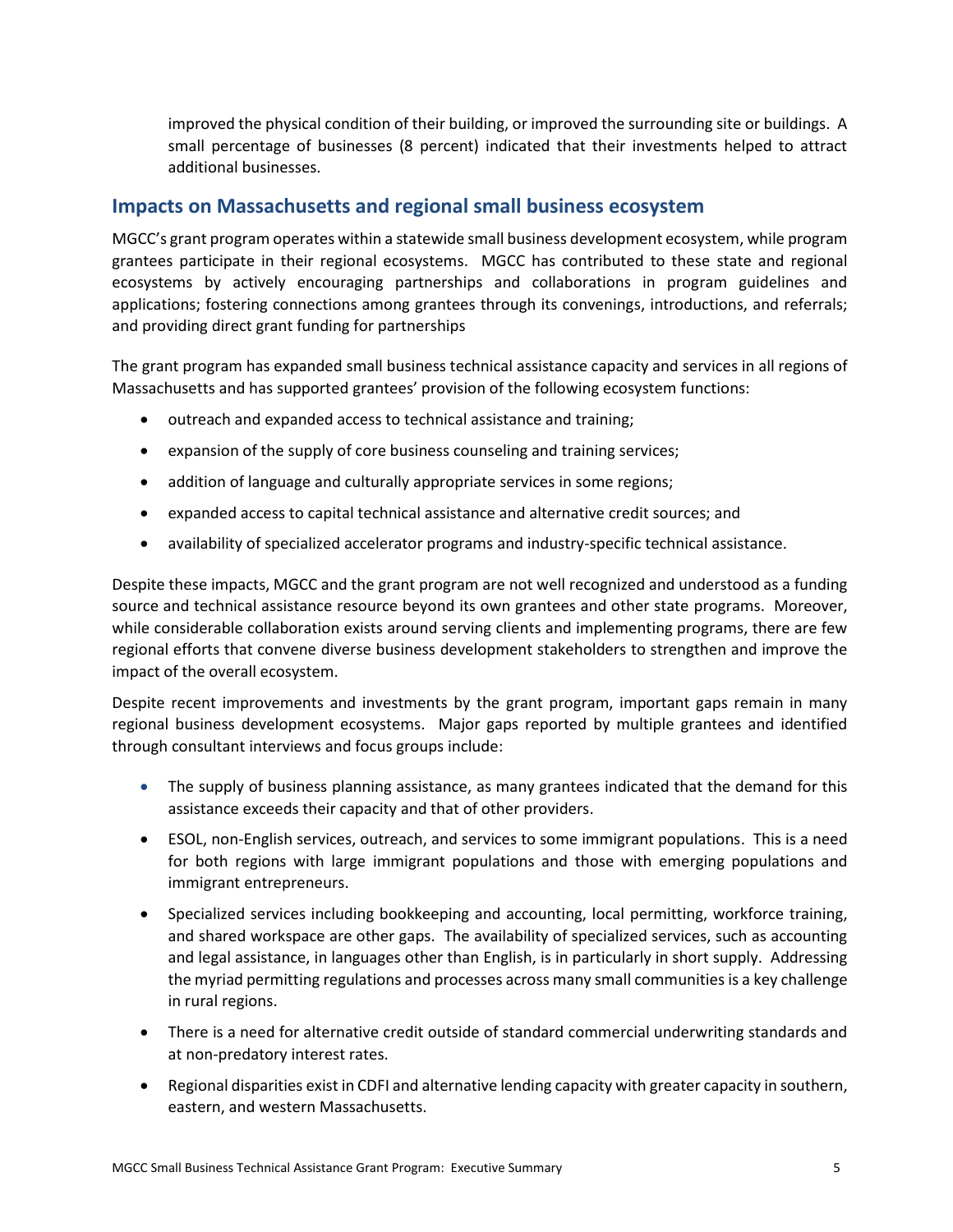improved the physical condition of their building, or improved the surrounding site or buildings. A small percentage of businesses (8 percent) indicated that their investments helped to attract additional businesses.

## Impacts on Massachusetts and regional small business ecosystem

MGCC's grant program operates within a statewide small business development ecosystem, while program grantees participate in their regional ecosystems. MGCC has contributed to these state and regional ecosystems by actively encouraging partnerships and collaborations in program guidelines and applications; fostering connections among grantees through its convenings, introductions, and referrals; and providing direct grant funding for partnerships

The grant program has expanded small business technical assistance capacity and services in all regions of Massachusetts and has supported grantees' provision of the following ecosystem functions:

- outreach and expanded access to technical assistance and training;
- expansion of the supply of core business counseling and training services;
- addition of language and culturally appropriate services in some regions;
- expanded access to capital technical assistance and alternative credit sources; and
- availability of specialized accelerator programs and industry-specific technical assistance.

Despite these impacts, MGCC and the grant program are not well recognized and understood as a funding source and technical assistance resource beyond its own grantees and other state programs. Moreover, while considerable collaboration exists around serving clients and implementing programs, there are few regional efforts that convene diverse business development stakeholders to strengthen and improve the impact of the overall ecosystem.

Despite recent improvements and investments by the grant program, important gaps remain in many regional business development ecosystems. Major gaps reported by multiple grantees and identified through consultant interviews and focus groups include:

- The supply of business planning assistance, as many grantees indicated that the demand for this assistance exceeds their capacity and that of other providers.
- ESOL, non-English services, outreach, and services to some immigrant populations. This is a need for both regions with large immigrant populations and those with emerging populations and immigrant entrepreneurs.
- Specialized services including bookkeeping and accounting, local permitting, workforce training, and shared workspace are other gaps. The availability of specialized services, such as accounting and legal assistance, in languages other than English, is in particularly in short supply. Addressing the myriad permitting regulations and processes across many small communities is a key challenge in rural regions.
- There is a need for alternative credit outside of standard commercial underwriting standards and at non-predatory interest rates.
- Regional disparities exist in CDFI and alternative lending capacity with greater capacity in southern, eastern, and western Massachusetts.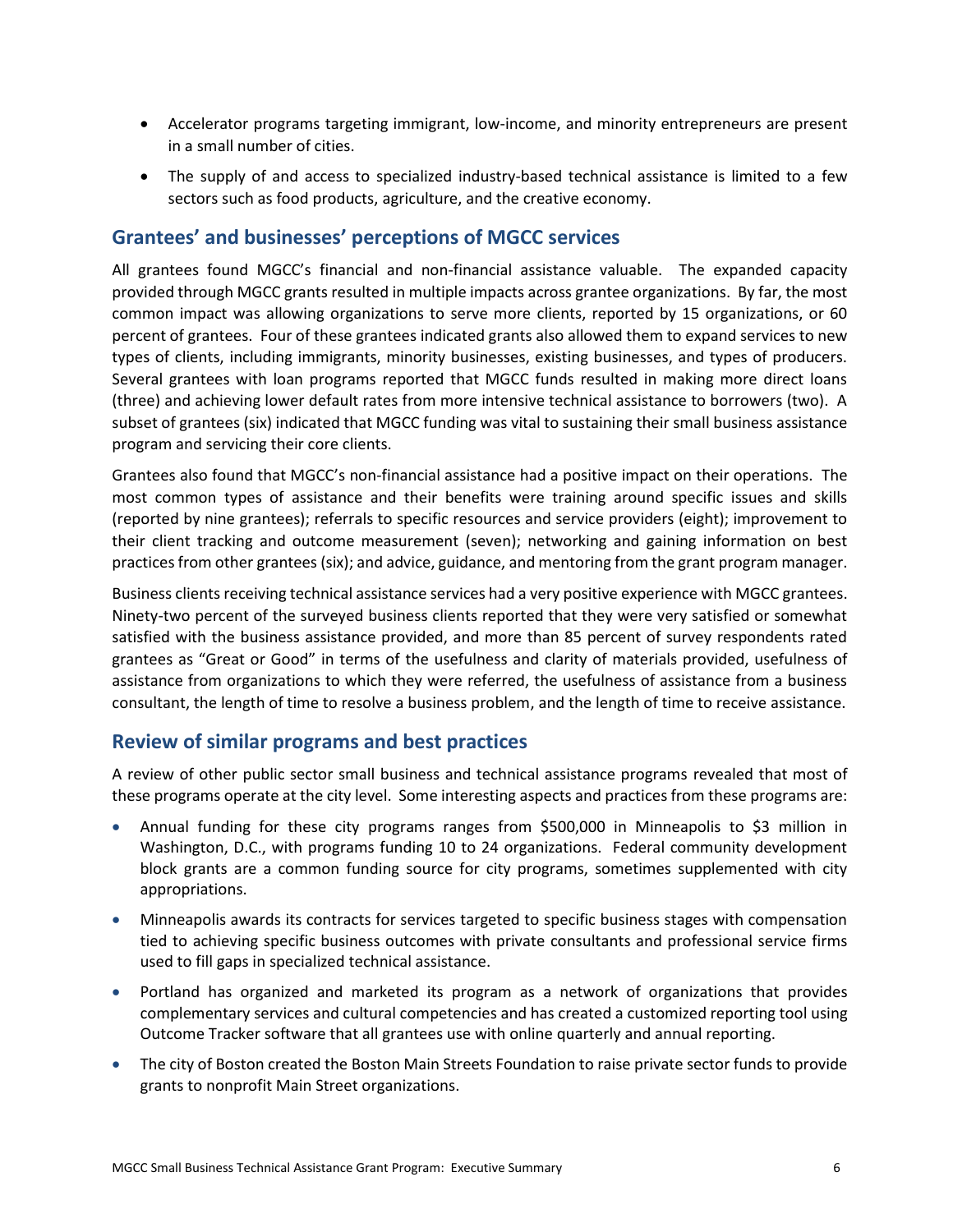- Accelerator programs targeting immigrant, low-income, and minority entrepreneurs are present in a small number of cities.
- The supply of and access to specialized industry-based technical assistance is limited to a few sectors such as food products, agriculture, and the creative economy.

## Grantees' and businesses' perceptions of MGCC services

All grantees found MGCC's financial and non-financial assistance valuable. The expanded capacity provided through MGCC grants resulted in multiple impacts across grantee organizations. By far, the most common impact was allowing organizations to serve more clients, reported by 15 organizations, or 60 percent of grantees. Four of these grantees indicated grants also allowed them to expand services to new types of clients, including immigrants, minority businesses, existing businesses, and types of producers. Several grantees with loan programs reported that MGCC funds resulted in making more direct loans (three) and achieving lower default rates from more intensive technical assistance to borrowers (two). A subset of grantees (six) indicated that MGCC funding was vital to sustaining their small business assistance program and servicing their core clients.

Grantees also found that MGCC's non-financial assistance had a positive impact on their operations. The most common types of assistance and their benefits were training around specific issues and skills (reported by nine grantees); referrals to specific resources and service providers (eight); improvement to their client tracking and outcome measurement (seven); networking and gaining information on best practices from other grantees (six); and advice, guidance, and mentoring from the grant program manager.

Business clients receiving technical assistance services had a very positive experience with MGCC grantees. Ninety-two percent of the surveyed business clients reported that they were very satisfied or somewhat satisfied with the business assistance provided, and more than 85 percent of survey respondents rated grantees as "Great or Good" in terms of the usefulness and clarity of materials provided, usefulness of assistance from organizations to which they were referred, the usefulness of assistance from a business consultant, the length of time to resolve a business problem, and the length of time to receive assistance.

## Review of similar programs and best practices

A review of other public sector small business and technical assistance programs revealed that most of these programs operate at the city level. Some interesting aspects and practices from these programs are:

- Annual funding for these city programs ranges from $500,000 in Minneapolis to $3 million in Washington, D.C., with programs funding 10 to 24 organizations. Federal community development block grants are a common funding source for city programs, sometimes supplemented with city appropriations.
- Minneapolis awards its contracts for services targeted to specific business stages with compensation tied to achieving specific business outcomes with private consultants and professional service firms used to fill gaps in specialized technical assistance.
- Portland has organized and marketed its program as a network of organizations that provides complementary services and cultural competencies and has created a customized reporting tool using Outcome Tracker software that all grantees use with online quarterly and annual reporting.
- The city of Boston created the Boston Main Streets Foundation to raise private sector funds to provide grants to nonprofit Main Street organizations.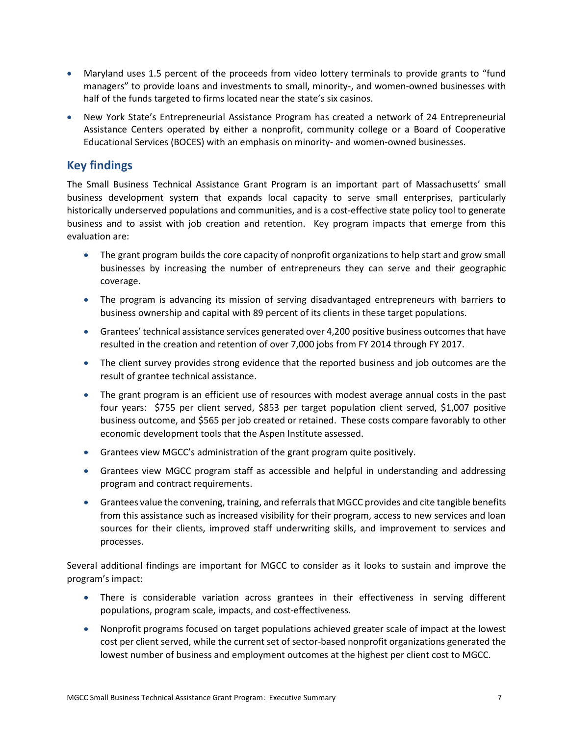- Maryland uses 1.5 percent of the proceeds from video lottery terminals to provide grants to "fund managers" to provide loans and investments to small, minority-, and women-owned businesses with half of the funds targeted to firms located near the state's six casinos.
- New York State's Entrepreneurial Assistance Program has created a network of 24 Entrepreneurial Assistance Centers operated by either a nonprofit, community college or a Board of Cooperative Educational Services (BOCES) with an emphasis on minority- and women-owned businesses.

## Key findings

The Small Business Technical Assistance Grant Program is an important part of Massachusetts' small business development system that expands local capacity to serve small enterprises, particularly historically underserved populations and communities, and is a cost-effective state policy tool to generate business and to assist with job creation and retention. Key program impacts that emerge from this evaluation are:

- The grant program builds the core capacity of nonprofit organizations to help start and grow small businesses by increasing the number of entrepreneurs they can serve and their geographic coverage.
- The program is advancing its mission of serving disadvantaged entrepreneurs with barriers to business ownership and capital with 89 percent of its clients in these target populations.
- Grantees' technical assistance services generated over 4,200 positive business outcomes that have resulted in the creation and retention of over 7,000 jobs from FY 2014 through FY 2017.
- The client survey provides strong evidence that the reported business and job outcomes are the result of grantee technical assistance.
- The grant program is an efficient use of resources with modest average annual costs in the past four years: $755 per client served, $853 per target population client served, $1,007 positive business outcome, and $565 per job created or retained. These costs compare favorably to other economic development tools that the Aspen Institute assessed.
- Grantees view MGCC's administration of the grant program quite positively.
- Grantees view MGCC program staff as accessible and helpful in understanding and addressing program and contract requirements.
- Grantees value the convening, training, and referrals that MGCC provides and cite tangible benefits from this assistance such as increased visibility for their program, access to new services and loan sources for their clients, improved staff underwriting skills, and improvement to services and processes.

Several additional findings are important for MGCC to consider as it looks to sustain and improve the program's impact:

- There is considerable variation across grantees in their effectiveness in serving different populations, program scale, impacts, and cost-effectiveness.
- Nonprofit programs focused on target populations achieved greater scale of impact at the lowest cost per client served, while the current set of sector-based nonprofit organizations generated the lowest number of business and employment outcomes at the highest per client cost to MGCC.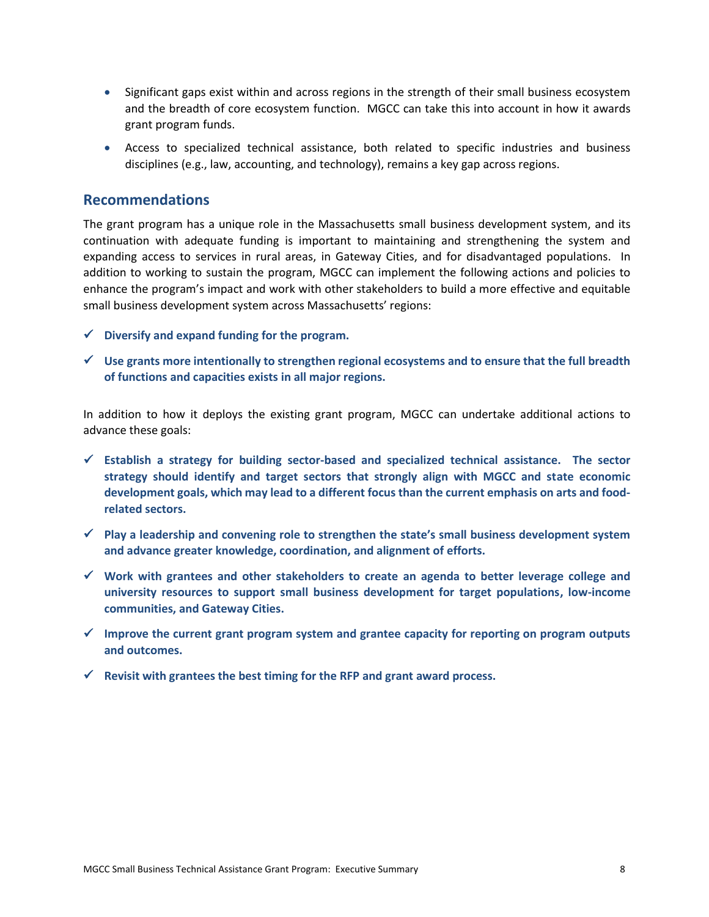- Significant gaps exist within and across regions in the strength of their small business ecosystem and the breadth of core ecosystem function. MGCC can take this into account in how it awards grant program funds.
- Access to specialized technical assistance, both related to specific industries and business disciplines (e.g., law, accounting, and technology), remains a key gap across regions.

## Recommendations

The grant program has a unique role in the Massachusetts small business development system, and its continuation with adequate funding is important to maintaining and strengthening the system and expanding access to services in rural areas, in Gateway Cities, and for disadvantaged populations. In addition to working to sustain the program, MGCC can implement the following actions and policies to enhance the program's impact and work with other stakeholders to build a more effective and equitable small business development system across Massachusetts' regions:

- ✓ **Diversify and expand funding for the program.**
- ✓ **Use grants more intentionally to strengthen regional ecosystems and to ensure that the full breadth of functions and capacities exists in all major regions.**

In addition to how it deploys the existing grant program, MGCC can undertake additional actions to advance these goals:

- ✓ **Establish a strategy for building sector-based and specialized technical assistance. The sector strategy should identify and target sectors that strongly align with MGCC and state economic development goals, which may lead to a different focus than the current emphasis on arts and food-related sectors.**
- ✓ **Play a leadership and convening role to strengthen the state's small business development system and advance greater knowledge, coordination, and alignment of efforts.**
- ✓ **Work with grantees and other stakeholders to create an agenda to better leverage college and university resources to support small business development for target populations, low-income communities, and Gateway Cities.**
- ✓ **Improve the current grant program system and grantee capacity for reporting on program outputs and outcomes.**
- ✓ **Revisit with grantees the best timing for the RFP and grant award process.**